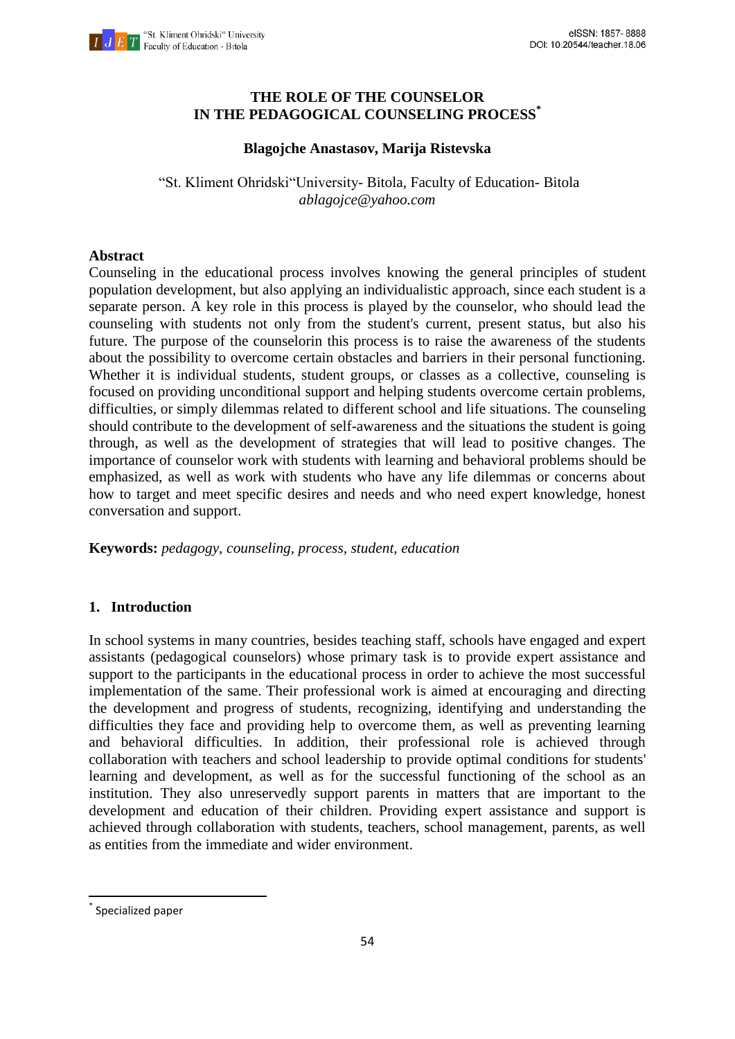# THE ROLE OF THE COUNSELOR IN THE PEDAGOGICAL COUNSELING PROCESS*

**Blagojche Anastasov, Marija Ristevska**

"St. Kliment Ohridski"University- Bitola, Faculty of Education- Bitola
*ablagojce@yahoo.com*

## Abstract

Counseling in the educational process involves knowing the general principles of student population development, but also applying an individualistic approach, since each student is a separate person. A key role in this process is played by the counselor, who should lead the counseling with students not only from the student's current, present status, but also his future. The purpose of the counselorin this process is to raise the awareness of the students about the possibility to overcome certain obstacles and barriers in their personal functioning. Whether it is individual students, student groups, or classes as a collective, counseling is focused on providing unconditional support and helping students overcome certain problems, difficulties, or simply dilemmas related to different school and life situations. The counseling should contribute to the development of self-awareness and the situations the student is going through, as well as the development of strategies that will lead to positive changes. The importance of counselor work with students with learning and behavioral problems should be emphasized, as well as work with students who have any life dilemmas or concerns about how to target and meet specific desires and needs and who need expert knowledge, honest conversation and support.

**Keywords:** *pedagogy, counseling, process, student, education*

## 1. Introduction

In school systems in many countries, besides teaching staff, schools have engaged and expert assistants (pedagogical counselors) whose primary task is to provide expert assistance and support to the participants in the educational process in order to achieve the most successful implementation of the same. Their professional work is aimed at encouraging and directing the development and progress of students, recognizing, identifying and understanding the difficulties they face and providing help to overcome them, as well as preventing learning and behavioral difficulties. In addition, their professional role is achieved through collaboration with teachers and school leadership to provide optimal conditions for students' learning and development, as well as for the successful functioning of the school as an institution. They also unreservedly support parents in matters that are important to the development and education of their children. Providing expert assistance and support is achieved through collaboration with students, teachers, school management, parents, as well as entities from the immediate and wider environment.

* Specialized paper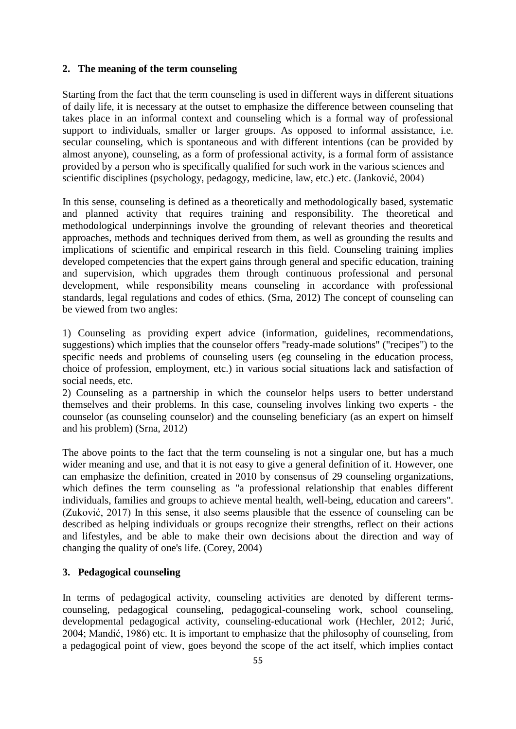## 2. The meaning of the term counseling

Starting from the fact that the term counseling is used in different ways in different situations of daily life, it is necessary at the outset to emphasize the difference between counseling that takes place in an informal context and counseling which is a formal way of professional support to individuals, smaller or larger groups. As opposed to informal assistance, i.e. secular counseling, which is spontaneous and with different intentions (can be provided by almost anyone), counseling, as a form of professional activity, is a formal form of assistance provided by a person who is specifically qualified for such work in the various sciences and scientific disciplines (psychology, pedagogy, medicine, law, etc.) etc. (Janković, 2004)

In this sense, counseling is defined as a theoretically and methodologically based, systematic and planned activity that requires training and responsibility. The theoretical and methodological underpinnings involve the grounding of relevant theories and theoretical approaches, methods and techniques derived from them, as well as grounding the results and implications of scientific and empirical research in this field. Counseling training implies developed competencies that the expert gains through general and specific education, training and supervision, which upgrades them through continuous professional and personal development, while responsibility means counseling in accordance with professional standards, legal regulations and codes of ethics. (Srna, 2012) The concept of counseling can be viewed from two angles:

1) Counseling as providing expert advice (information, guidelines, recommendations, suggestions) which implies that the counselor offers "ready-made solutions" ("recipes") to the specific needs and problems of counseling users (eg counseling in the education process, choice of profession, employment, etc.) in various social situations lack and satisfaction of social needs, etc.
2) Counseling as a partnership in which the counselor helps users to better understand themselves and their problems. In this case, counseling involves linking two experts - the counselor (as counseling counselor) and the counseling beneficiary (as an expert on himself and his problem) (Srna, 2012)

The above points to the fact that the term counseling is not a singular one, but has a much wider meaning and use, and that it is not easy to give a general definition of it. However, one can emphasize the definition, created in 2010 by consensus of 29 counseling organizations, which defines the term counseling as "a professional relationship that enables different individuals, families and groups to achieve mental health, well-being, education and careers". (Zuković, 2017) In this sense, it also seems plausible that the essence of counseling can be described as helping individuals or groups recognize their strengths, reflect on their actions and lifestyles, and be able to make their own decisions about the direction and way of changing the quality of one's life. (Corey, 2004)

## 3. Pedagogical counseling

In terms of pedagogical activity, counseling activities are denoted by different terms- counseling, pedagogical counseling, pedagogical-counseling work, school counseling, developmental pedagogical activity, counseling-educational work (Hechler, 2012; Jurić, 2004; Mandić, 1986) etc. It is important to emphasize that the philosophy of counseling, from a pedagogical point of view, goes beyond the scope of the act itself, which implies contact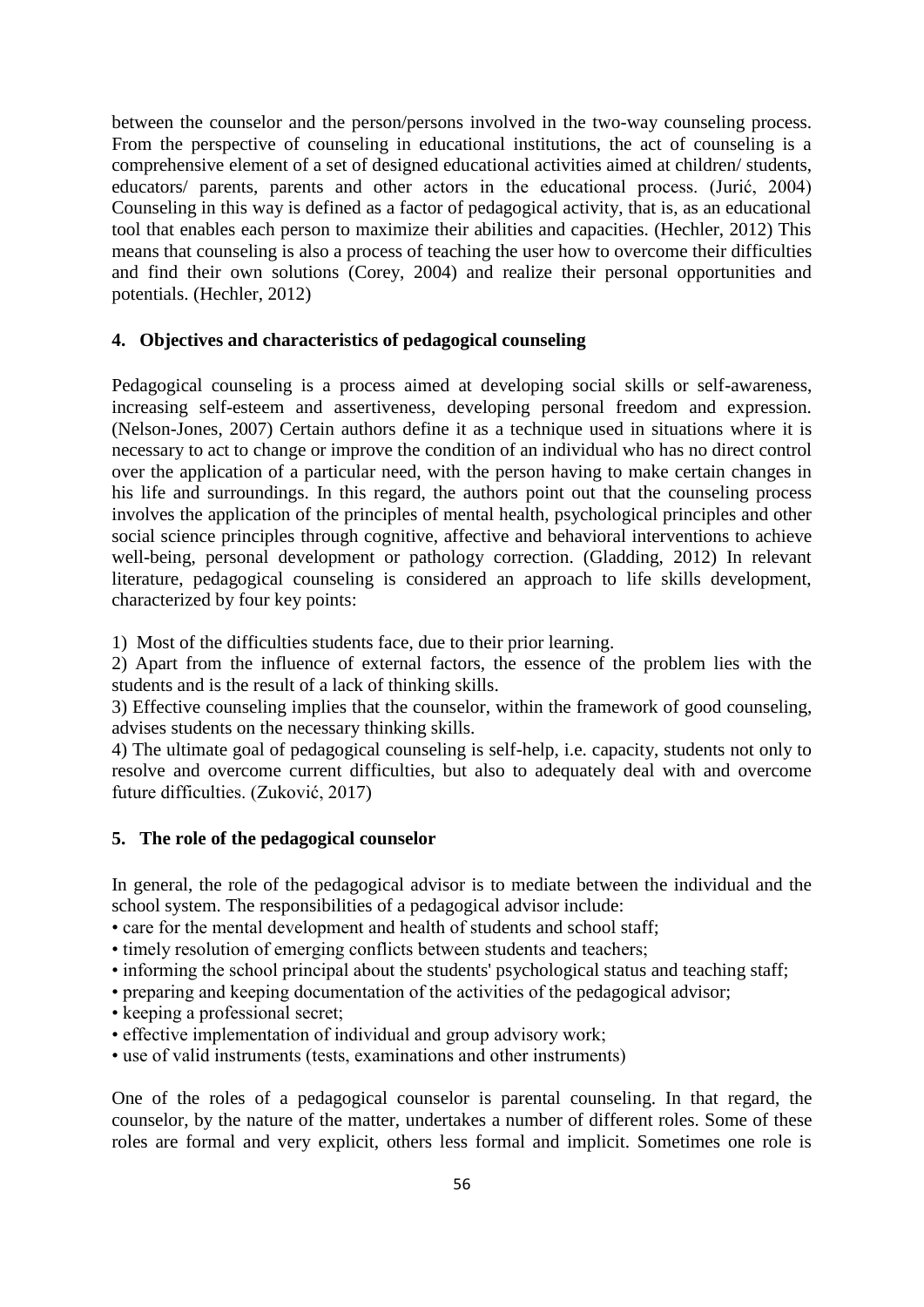between the counselor and the person/persons involved in the two-way counseling process. From the perspective of counseling in educational institutions, the act of counseling is a comprehensive element of a set of designed educational activities aimed at children/ students, educators/ parents, parents and other actors in the educational process. (Jurić, 2004) Counseling in this way is defined as a factor of pedagogical activity, that is, as an educational tool that enables each person to maximize their abilities and capacities. (Hechler, 2012) This means that counseling is also a process of teaching the user how to overcome their difficulties and find their own solutions (Corey, 2004) and realize their personal opportunities and potentials. (Hechler, 2012)

## 4. Objectives and characteristics of pedagogical counseling

Pedagogical counseling is a process aimed at developing social skills or self-awareness, increasing self-esteem and assertiveness, developing personal freedom and expression. (Nelson-Jones, 2007) Certain authors define it as a technique used in situations where it is necessary to act to change or improve the condition of an individual who has no direct control over the application of a particular need, with the person having to make certain changes in his life and surroundings. In this regard, the authors point out that the counseling process involves the application of the principles of mental health, psychological principles and other social science principles through cognitive, affective and behavioral interventions to achieve well-being, personal development or pathology correction. (Gladding, 2012) In relevant literature, pedagogical counseling is considered an approach to life skills development, characterized by four key points:

1) Most of the difficulties students face, due to their prior learning.
2) Apart from the influence of external factors, the essence of the problem lies with the students and is the result of a lack of thinking skills.
3) Effective counseling implies that the counselor, within the framework of good counseling, advises students on the necessary thinking skills.
4) The ultimate goal of pedagogical counseling is self-help, i.e. capacity, students not only to resolve and overcome current difficulties, but also to adequately deal with and overcome future difficulties. (Zuković, 2017)

## 5. The role of the pedagogical counselor

In general, the role of the pedagogical advisor is to mediate between the individual and the school system. The responsibilities of a pedagogical advisor include:

- care for the mental development and health of students and school staff;
- timely resolution of emerging conflicts between students and teachers;
- informing the school principal about the students' psychological status and teaching staff;
- preparing and keeping documentation of the activities of the pedagogical advisor;
- keeping a professional secret;
- effective implementation of individual and group advisory work;
- use of valid instruments (tests, examinations and other instruments)

One of the roles of a pedagogical counselor is parental counseling. In that regard, the counselor, by the nature of the matter, undertakes a number of different roles. Some of these roles are formal and very explicit, others less formal and implicit. Sometimes one role is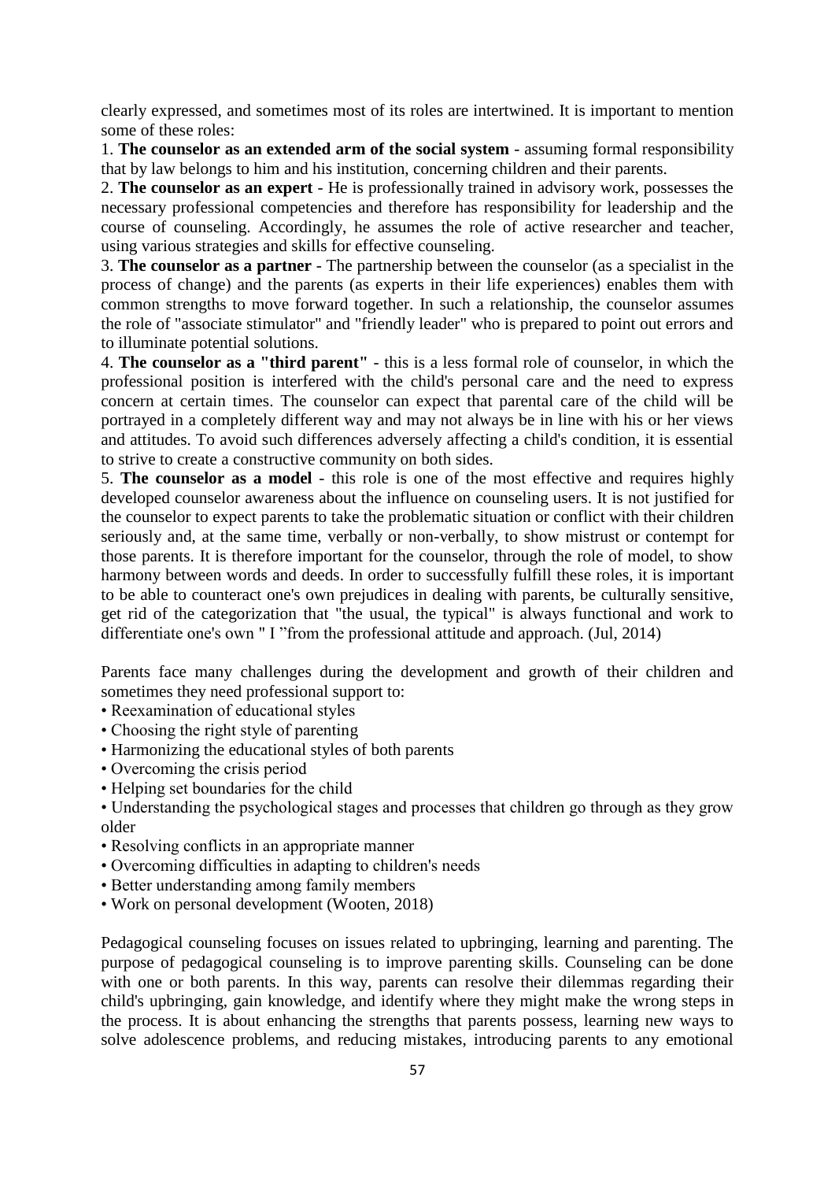clearly expressed, and sometimes most of its roles are intertwined. It is important to mention some of these roles:

1. **The counselor as an extended arm of the social system** - assuming formal responsibility that by law belongs to him and his institution, concerning children and their parents.
2. **The counselor as an expert** - He is professionally trained in advisory work, possesses the necessary professional competencies and therefore has responsibility for leadership and the course of counseling. Accordingly, he assumes the role of active researcher and teacher, using various strategies and skills for effective counseling.
3. **The counselor as a partner** - The partnership between the counselor (as a specialist in the process of change) and the parents (as experts in their life experiences) enables them with common strengths to move forward together. In such a relationship, the counselor assumes the role of "associate stimulator" and "friendly leader" who is prepared to point out errors and to illuminate potential solutions.
4. **The counselor as a "third parent"** - this is a less formal role of counselor, in which the professional position is interfered with the child's personal care and the need to express concern at certain times. The counselor can expect that parental care of the child will be portrayed in a completely different way and may not always be in line with his or her views and attitudes. To avoid such differences adversely affecting a child's condition, it is essential to strive to create a constructive community on both sides.
5. **The counselor as a model** - this role is one of the most effective and requires highly developed counselor awareness about the influence on counseling users. It is not justified for the counselor to expect parents to take the problematic situation or conflict with their children seriously and, at the same time, verbally or non-verbally, to show mistrust or contempt for those parents. It is therefore important for the counselor, through the role of model, to show harmony between words and deeds. In order to successfully fulfill these roles, it is important to be able to counteract one's own prejudices in dealing with parents, be culturally sensitive, get rid of the categorization that "the usual, the typical" is always functional and work to differentiate one's own " I "from the professional attitude and approach. (Jul, 2014)

Parents face many challenges during the development and growth of their children and sometimes they need professional support to:

- Reexamination of educational styles
- Choosing the right style of parenting
- Harmonizing the educational styles of both parents
- Overcoming the crisis period
- Helping set boundaries for the child
- Understanding the psychological stages and processes that children go through as they grow older
- Resolving conflicts in an appropriate manner
- Overcoming difficulties in adapting to children's needs
- Better understanding among family members
- Work on personal development (Wooten, 2018)

Pedagogical counseling focuses on issues related to upbringing, learning and parenting. The purpose of pedagogical counseling is to improve parenting skills. Counseling can be done with one or both parents. In this way, parents can resolve their dilemmas regarding their child's upbringing, gain knowledge, and identify where they might make the wrong steps in the process. It is about enhancing the strengths that parents possess, learning new ways to solve adolescence problems, and reducing mistakes, introducing parents to any emotional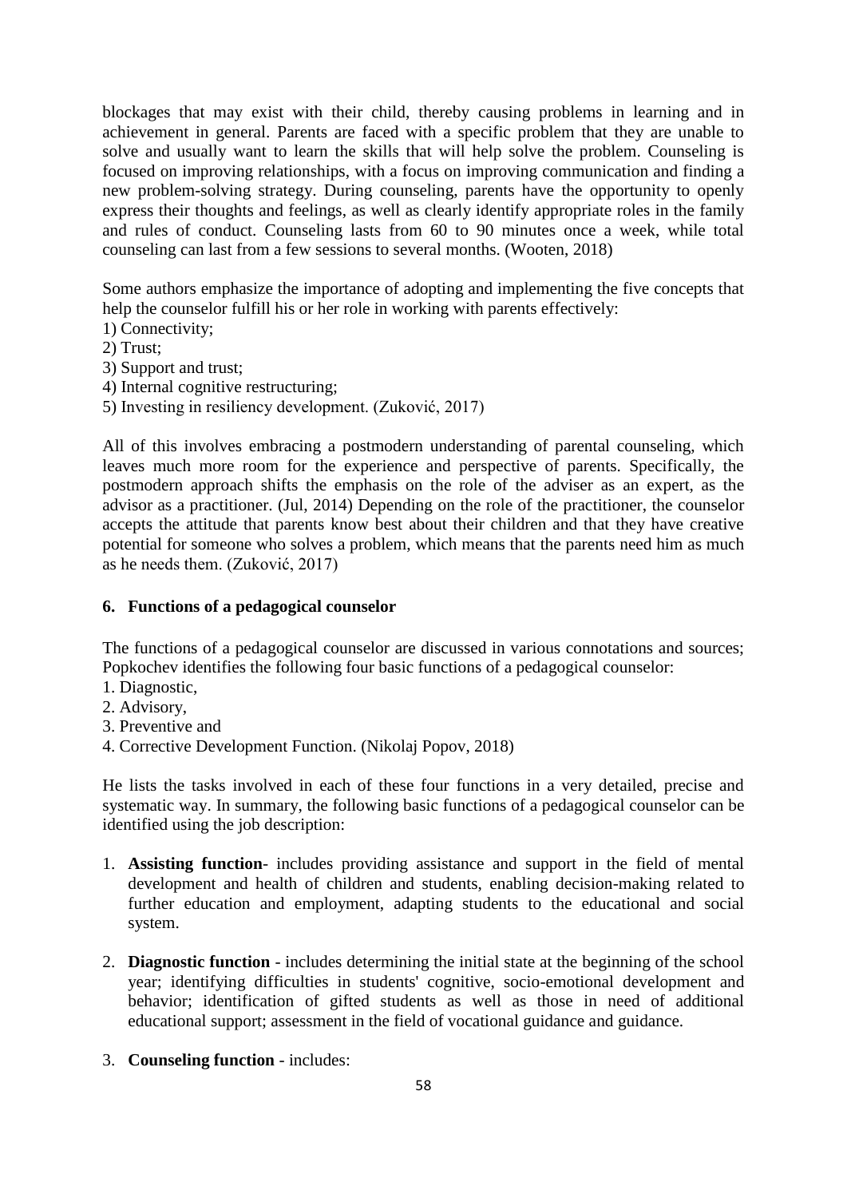blockages that may exist with their child, thereby causing problems in learning and in achievement in general. Parents are faced with a specific problem that they are unable to solve and usually want to learn the skills that will help solve the problem. Counseling is focused on improving relationships, with a focus on improving communication and finding a new problem-solving strategy. During counseling, parents have the opportunity to openly express their thoughts and feelings, as well as clearly identify appropriate roles in the family and rules of conduct. Counseling lasts from 60 to 90 minutes once a week, while total counseling can last from a few sessions to several months. (Wooten, 2018)

Some authors emphasize the importance of adopting and implementing the five concepts that help the counselor fulfill his or her role in working with parents effectively:
1) Connectivity;
2) Trust;
3) Support and trust;
4) Internal cognitive restructuring;
5) Investing in resiliency development. (Zuković, 2017)

All of this involves embracing a postmodern understanding of parental counseling, which leaves much more room for the experience and perspective of parents. Specifically, the postmodern approach shifts the emphasis on the role of the adviser as an expert, as the advisor as a practitioner. (Jul, 2014) Depending on the role of the practitioner, the counselor accepts the attitude that parents know best about their children and that they have creative potential for someone who solves a problem, which means that the parents need him as much as he needs them. (Zuković, 2017)

## 6. Functions of a pedagogical counselor

The functions of a pedagogical counselor are discussed in various connotations and sources; Popkochev identifies the following four basic functions of a pedagogical counselor:
1. Diagnostic,
2. Advisory,
3. Preventive and
4. Corrective Development Function. (Nikolaj Popov, 2018)

He lists the tasks involved in each of these four functions in a very detailed, precise and systematic way. In summary, the following basic functions of a pedagogical counselor can be identified using the job description:

1. **Assisting function**- includes providing assistance and support in the field of mental development and health of children and students, enabling decision-making related to further education and employment, adapting students to the educational and social system.

2. **Diagnostic function** - includes determining the initial state at the beginning of the school year; identifying difficulties in students' cognitive, socio-emotional development and behavior; identification of gifted students as well as those in need of additional educational support; assessment in the field of vocational guidance and guidance.

3. **Counseling function** - includes: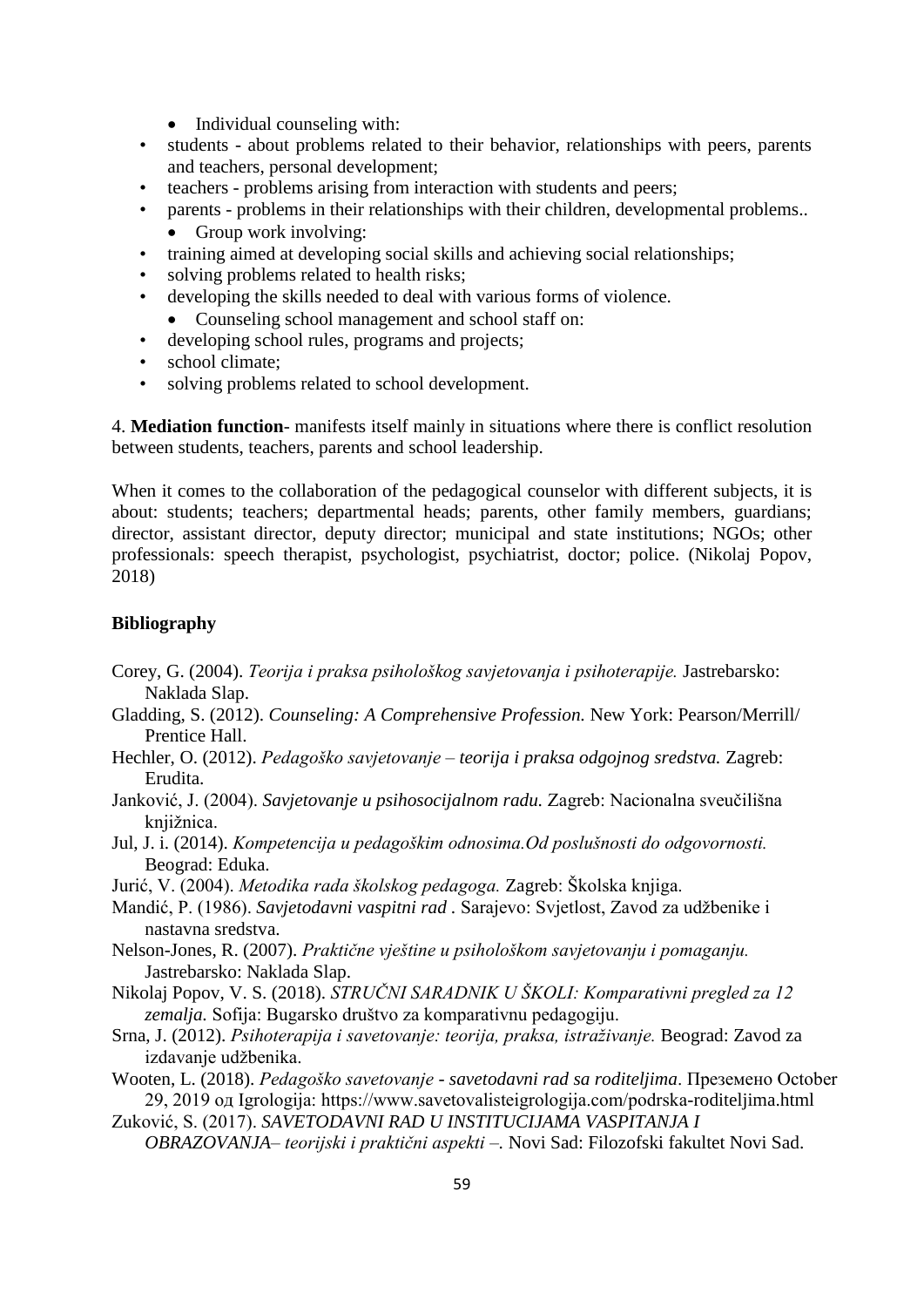- Individual counseling with:
- students - about problems related to their behavior, relationships with peers, parents and teachers, personal development;
- teachers - problems arising from interaction with students and peers;
- parents - problems in their relationships with their children, developmental problems..
- Group work involving:
- training aimed at developing social skills and achieving social relationships;
- solving problems related to health risks;
- developing the skills needed to deal with various forms of violence.
- Counseling school management and school staff on:
- developing school rules, programs and projects;
- school climate;
- solving problems related to school development.

4. **Mediation function**- manifests itself mainly in situations where there is conflict resolution between students, teachers, parents and school leadership.

When it comes to the collaboration of the pedagogical counselor with different subjects, it is about: students; teachers; departmental heads; parents, other family members, guardians; director, assistant director, deputy director; municipal and state institutions; NGOs; other professionals: speech therapist, psychologist, psychiatrist, doctor; police. (Nikolaj Popov, 2018)

**Bibliography**

Corey, G. (2004). *Teorija i praksa psihološkog savjetovanja i psihoterapije.* Jastrebarsko: Naklada Slap.

Gladding, S. (2012). *Counseling: A Comprehensive Profession.* New York: Pearson/Merrill/ Prentice Hall.

Hechler, O. (2012). *Pedagoško savjetovanje – teorija i praksa odgojnog sredstva.* Zagreb: Erudita.

Janković, J. (2004). *Savjetovanje u psihosocijalnom radu.* Zagreb: Nacionalna sveučilišna knjižnica.

Jul, J. i. (2014). *Kompetencija u pedagoškim odnosima.Od poslušnosti do odgovornosti.* Beograd: Eduka.

Jurić, V. (2004). *Metodika rada školskog pedagoga.* Zagreb: Školska knjiga.

Mandić, P. (1986). *Savjetodavni vaspitni rad* . Sarajevo: Svjetlost, Zavod za udžbenike i nastavna sredstva.

Nelson-Jones, R. (2007). *Praktične vještine u psihološkom savjetovanju i pomaganju.* Jastrebarsko: Naklada Slap.

Nikolaj Popov, V. S. (2018). *STRUČNI SARADNIK U ŠKOLI: Komparativni pregled za 12 zemalja.* Sofija: Bugarsko društvo za komparativnu pedagogiju.

Srna, J. (2012). *Psihoterapija i savetovanje: teorija, praksa, istraživanje.* Beograd: Zavod za izdavanje udžbenika.

Wooten, L. (2018). *Pedagoško savetovanje - savetodavni rad sa roditeljima*. Преземено October 29, 2019 од Igrologija: https://www.savetovalisteigrologija.com/podrska-roditeljima.html

Zuković, S. (2017). *SAVETODAVNI RAD U INSTITUCIJAMA VASPITANJA I OBRAZOVANJA– teorijski i praktični aspekti –.* Novi Sad: Filozofski fakultet Novi Sad.